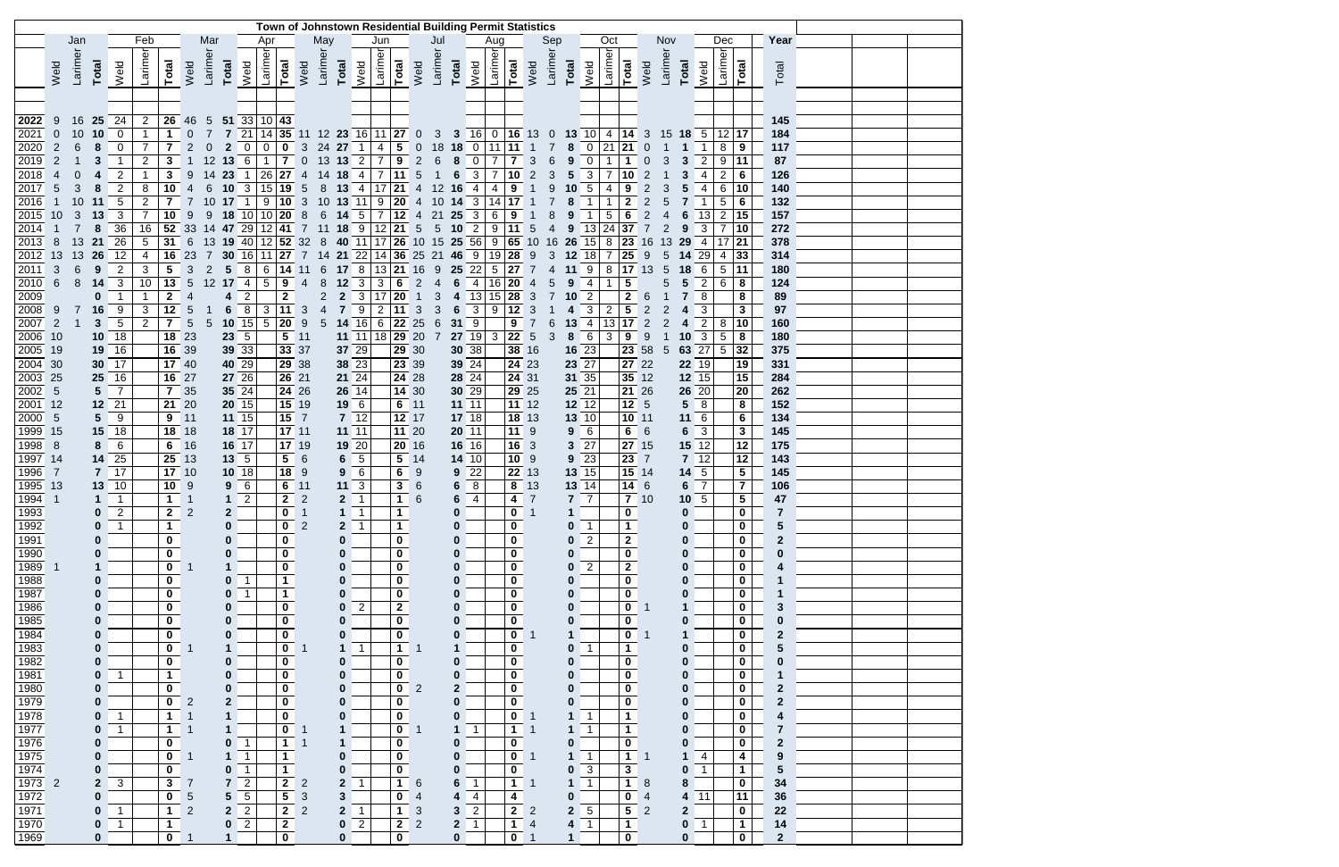# Town of Johnstown Residential Building Permit Statistics

| | Jan | | | Feb | | | Mar | | | Apr | | | May | | | Jun | | | Jul | | | Aug | | | Sep | | | Oct | | | Nov | | | Dec | | | Year |
|---|---|---|---|---|---|---|---|---|---|---|---|---|---|---|---|---|---|---|---|---|---|---|---|---|---|---|---|---|---|---|---|---|---|---|---|---|---|
| | Weld | Larimer | Total | Weld | Larimer | Total | Weld | Larimer | Total | Weld | Larimer | Total | Weld | Larimer | Total | Weld | Larimer | Total | Weld | Larimer | Total | Weld | Larimer | Total | Weld | Larimer | Total | Weld | Larimer | Total | Weld | Larimer | Total | Weld | Larimer | Total | Total |
| **2022** | 9 | 16 | **25** | 24 | 2 | **26** | 46 | 5 | **51** | 33 | 10 | **43** | | | | | | | | | | | | | | | | | | | | | | | | | **145** |
| 2021 | 0 | 10 | **10** | 0 | 1 | **1** | 0 | 7 | **7** | 21 | 14 | **35** | 11 | 12 | **23** | 16 | 11 | **27** | 0 | 3 | **3** | 16 | 0 | **16** | 13 | 0 | **13** | 10 | 4 | **14** | 3 | 15 | **18** | 5 | 12 | **17** | **184** |
| 2020 | 2 | 6 | **8** | 0 | 7 | **7** | 2 | 0 | **2** | 0 | 0 | **0** | 3 | 24 | **27** | 1 | 4 | **5** | 0 | 18 | **18** | 0 | 11 | **11** | 1 | 7 | **8** | 0 | 21 | **21** | 0 | 1 | **1** | 1 | 8 | **9** | **117** |
| 2019 | 2 | 1 | **3** | 1 | 2 | **3** | 1 | 12 | **13** | 6 | 1 | **7** | 0 | 13 | **13** | 2 | 7 | **9** | 2 | 6 | **8** | 0 | 7 | **7** | 3 | 6 | **9** | 0 | 1 | **1** | 0 | 3 | **3** | 2 | 9 | **11** | **87** |
| 2018 | 4 | 0 | **4** | 2 | 1 | **3** | 9 | 14 | **23** | 1 | 26 | **27** | 4 | 14 | **18** | 4 | 7 | **11** | 5 | 1 | **6** | 3 | 7 | **10** | 2 | 3 | **5** | 3 | 7 | **10** | 2 | 1 | **3** | 4 | 2 | **6** | **126** |
| 2017 | 5 | 3 | **8** | 2 | 8 | **10** | 4 | 6 | **10** | 3 | 15 | **19** | 5 | 8 | **13** | 4 | 17 | **21** | 4 | 12 | **16** | 4 | 4 | **9** | 1 | 9 | **10** | 5 | 4 | **9** | 2 | 3 | **5** | 4 | 6 | **10** | **140** |
| 2016 | 1 | 10 | **11** | 5 | 2 | **7** | 7 | 10 | **17** | 1 | 9 | **10** | 3 | 10 | **13** | 11 | 9 | **20** | 4 | 10 | **14** | 3 | 14 | **17** | 1 | 7 | **8** | 1 | 1 | **2** | 2 | 5 | **7** | 1 | 5 | **6** | **132** |
| 2015 | 10 | 3 | **13** | 3 | 7 | **10** | 9 | 9 | **18** | 10 | 10 | **20** | 8 | 6 | **14** | 5 | 7 | **12** | 4 | 21 | **25** | 3 | 6 | **9** | 1 | 8 | **9** | 1 | 5 | **6** | 2 | 4 | **6** | 13 | 2 | **15** | **157** |
| 2014 | 1 | 7 | **8** | 36 | 16 | **52** | 33 | 14 | **47** | 29 | 12 | **41** | 7 | 11 | **18** | 9 | 12 | **21** | 5 | 5 | **10** | 2 | 9 | **11** | 5 | 4 | **9** | 13 | 24 | **37** | 7 | 2 | **9** | 3 | 7 | **10** | **272** |
| 2013 | 8 | 13 | **21** | 26 | 5 | **31** | 6 | 13 | **19** | 40 | 12 | **52** | 32 | 8 | **40** | 11 | 17 | **26** | 10 | 15 | **25** | 56 | 9 | **65** | 10 | 16 | **26** | 15 | 8 | **23** | 16 | 13 | **29** | 4 | 17 | **21** | **378** |
| 2012 | 13 | 13 | **26** | 12 | 4 | **16** | 23 | 7 | **30** | 16 | 11 | **27** | 7 | 14 | **21** | 22 | 14 | **36** | 25 | 21 | **46** | 9 | 19 | **28** | 9 | 3 | **12** | 18 | 7 | **25** | 9 | 5 | **14** | 29 | 4 | **33** | **314** |
| 2011 | 3 | 6 | **9** | 2 | 3 | **5** | 3 | 2 | **5** | 8 | 6 | **14** | 11 | 6 | **17** | 8 | 13 | **21** | 16 | 9 | **25** | 22 | 5 | **27** | 7 | 4 | **11** | 9 | 8 | **17** | 13 | 5 | **18** | 6 | 5 | **11** | **180** |
| 2010 | 6 | 8 | **14** | 3 | 10 | **13** | 5 | 12 | **17** | 4 | 5 | **9** | 4 | 8 | **12** | 3 | 3 | **6** | 2 | 4 | **6** | 4 | 16 | **20** | 4 | 5 | **9** | 4 | 1 | **5** | | 5 | **5** | 2 | 6 | **8** | **124** |
| 2009 | | | **0** | 1 | 1 | **2** | 4 | | **4** | 2 | | **2** | | 2 | **2** | 3 | 17 | **20** | 1 | 3 | **4** | 13 | 15 | **28** | 3 | 7 | **10** | 2 | | **2** | 6 | 1 | **7** | 8 | | **8** | **89** |
| 2008 | 9 | 7 | **16** | 9 | 3 | **12** | 5 | 1 | **6** | 8 | 3 | **11** | 3 | 4 | **7** | 9 | 2 | **11** | 3 | 3 | **6** | 3 | 9 | **12** | 3 | 1 | **4** | 3 | 2 | **5** | 2 | 2 | **4** | 3 | | **3** | **97** |
| 2007 | 2 | 1 | **3** | 5 | 2 | **7** | 5 | 5 | **10** | 15 | 5 | **20** | 9 | 5 | **14** | 16 | 6 | **22** | 25 | 6 | **31** | 9 | | **9** | 7 | 6 | **13** | 4 | 13 | **17** | 2 | 2 | **4** | 2 | 8 | **10** | **160** |
| 2006 | 10 | | **10** | 18 | | **18** | 23 | | **23** | 5 | | **5** | 11 | | **11** | 11 | 18 | **29** | 20 | 7 | **27** | 19 | 3 | **22** | 5 | 3 | **8** | 6 | 3 | **9** | 9 | 1 | **10** | 3 | 5 | **8** | **180** |
| 2005 | 19 | | **19** | 16 | | **16** | 39 | | **39** | 33 | | **33** | 37 | | **37** | 29 | | **29** | 30 | | **30** | 38 | | **38** | 16 | | **16** | 23 | | **23** | 58 | 5 | **63** | 27 | 5 | **32** | **375** |
| 2004 | 30 | | **30** | 17 | | **17** | 40 | | **40** | 29 | | **29** | 38 | | **38** | 23 | | **23** | 39 | | **39** | 24 | | **24** | 23 | | **23** | 27 | | **27** | 22 | | **22** | 19 | | **19** | **331** |
| 2003 | 25 | | **25** | 16 | | **16** | 27 | | **27** | 26 | | **26** | 21 | | **21** | 24 | | **24** | 28 | | **28** | 24 | | **24** | 31 | | **31** | 35 | | **35** | 12 | | **12** | 15 | | **15** | **284** |
| 2002 | 5 | | **5** | 7 | | **7** | 35 | | **35** | 24 | | **24** | 26 | | **26** | 14 | | **14** | 30 | | **30** | 29 | | **29** | 25 | | **25** | 21 | | **21** | 26 | | **26** | 20 | | **20** | **262** |
| 2001 | 12 | | **12** | 21 | | **21** | 20 | | **20** | 15 | | **15** | 19 | | **19** | 6 | | **6** | 11 | | **11** | 11 | | **11** | 12 | | **12** | 12 | | **12** | 5 | | **5** | 8 | | **8** | **152** |
| 2000 | 5 | | **5** | 9 | | **9** | 11 | | **11** | 15 | | **15** | 7 | | **7** | 12 | | **12** | 17 | | **17** | 18 | | **18** | 13 | | **13** | 10 | | **10** | 11 | | **11** | 6 | | **6** | **134** |
| 1999 | 15 | | **15** | 18 | | **18** | 18 | | **18** | 17 | | **17** | 11 | | **11** | 11 | | **11** | 20 | | **20** | 11 | | **11** | 9 | | **9** | 6 | | **6** | 6 | | **6** | 3 | | **3** | **145** |
| 1998 | 8 | | **8** | 6 | | **6** | 16 | | **16** | 17 | | **17** | 19 | | **19** | 20 | | **20** | 16 | | **16** | 16 | | **16** | 3 | | **3** | 27 | | **27** | 15 | | **15** | 12 | | **12** | **175** |
| 1997 | 14 | | **14** | 25 | | **25** | 13 | | **13** | 5 | | **5** | 6 | | **6** | 5 | | **5** | 14 | | **14** | 10 | | **10** | 9 | | **9** | 23 | | **23** | 7 | | **7** | 12 | | **12** | **143** |
| 1996 | 7 | | **7** | 17 | | **17** | 10 | | **10** | 18 | | **18** | 9 | | **9** | 6 | | **6** | 9 | | **9** | 22 | | **22** | 13 | | **13** | 15 | | **15** | 14 | | **14** | 5 | | **5** | **145** |
| 1995 | 13 | | **13** | 10 | | **10** | 9 | | **9** | 6 | | **6** | 11 | | **11** | 3 | | **3** | 6 | | **6** | 8 | | **8** | 13 | | **13** | 14 | | **14** | 6 | | **6** | 7 | | **7** | **106** |
| 1994 | 1 | | **1** | 1 | | **1** | 1 | | **1** | 2 | | **2** | 2 | | **2** | 1 | | **1** | 6 | | **6** | 4 | | **4** | 7 | | **7** | 7 | | **7** | 10 | | **10** | 5 | | **5** | **47** |
| 1993 | | | **0** | 2 | | **2** | 2 | | **2** | | | **0** | 1 | | **1** | 1 | | **1** | | | **0** | | | **0** | 1 | | **1** | | | **0** | | | **0** | | | **0** | **7** |
| 1992 | | | **0** | 1 | | **1** | | | **0** | | | **0** | 2 | | **2** | 1 | | **1** | | | **0** | | | **0** | | | **0** | 1 | | **1** | | | **0** | | | **0** | **5** |
| 1991 | | | **0** | | | **0** | | | **0** | | | **0** | | | **0** | | | **0** | | | **0** | | | **0** | | | **0** | 2 | | **2** | | | **0** | | | **0** | **2** |
| 1990 | | | **0** | | | **0** | | | **0** | | | **0** | | | **0** | | | **0** | | | **0** | | | **0** | | | **0** | | | **0** | | | **0** | | | **0** | **0** |
| 1989 | 1 | | **1** | | | **0** | 1 | | **1** | | | **0** | | | **0** | | | **0** | | | **0** | | | **0** | | | **0** | 2 | | **2** | | | **0** | | | **0** | **4** |
| 1988 | | | **0** | | | **0** | | | **0** | 1 | | **1** | | | **0** | | | **0** | | | **0** | | | **0** | | | **0** | | | **0** | | | **0** | | | **0** | **1** |
| 1987 | | | **0** | | | **0** | | | **0** | 1 | | **1** | | | **0** | | | **0** | | | **0** | | | **0** | | | **0** | | | **0** | | | **0** | | | **0** | **1** |
| 1986 | | | **0** | | | **0** | | | **0** | | | **0** | | | **0** | 2 | | **2** | | | **0** | | | **0** | | | **0** | | | **0** | 1 | | **1** | | | **0** | **3** |
| 1985 | | | **0** | | | **0** | | | **0** | | | **0** | | | **0** | | | **0** | | | **0** | | | **0** | | | **0** | | | **0** | | | **0** | | | **0** | **0** |
| 1984 | | | **0** | | | **0** | | | **0** | | | **0** | | | **0** | | | **0** | | | **0** | | | **0** | 1 | | **1** | | | **0** | 1 | | **1** | | | **0** | **2** |
| 1983 | | | **0** | | | **0** | 1 | | **1** | | | **0** | 1 | | **1** | 1 | | **1** | 1 | | **1** | | | **0** | | | **0** | 1 | | **1** | | | **0** | | | **0** | **5** |
| 1982 | | | **0** | | | **0** | | | **0** | | | **0** | | | **0** | | | **0** | | | **0** | | | **0** | | | **0** | | | **0** | | | **0** | | | **0** | **0** |
| 1981 | | | **0** | 1 | | **1** | | | **0** | | | **0** | | | **0** | | | **0** | | | **0** | | | **0** | | | **0** | | | **0** | | | **0** | | | **0** | **1** |
| 1980 | | | **0** | | | **0** | | | **0** | | | **0** | | | **0** | | | **0** | 2 | | **2** | | | **0** | | | **0** | | | **0** | | | **0** | | | **0** | **2** |
| 1979 | | | **0** | | | **0** | 2 | | **2** | | | **0** | | | **0** | | | **0** | | | **0** | | | **0** | | | **0** | | | **0** | | | **0** | | | **0** | **2** |
| 1978 | | | **0** | 1 | | **1** | 1 | | **1** | | | **0** | | | **0** | | | **0** | | | **0** | | | **0** | 1 | | **1** | 1 | | **1** | | | **0** | | | **0** | **4** |
| 1977 | | | **0** | 1 | | **1** | 1 | | **1** | | | **0** | 1 | | **1** | | | **0** | 1 | | **1** | 1 | | **1** | 1 | | **1** | 1 | | **1** | | | **0** | | | **0** | **7** |
| 1976 | | | **0** | | | **0** | | | **0** | 1 | | **1** | 1 | | **1** | | | **0** | | | **0** | | | **0** | | | **0** | | | **0** | | | **0** | | | **0** | **2** |
| 1975 | | | **0** | | | **0** | 1 | | **1** | | | **1** | | | **0** | | | **0** | | | **0** | | | **0** | 1 | | **1** | 1 | | **1** | 1 | | **1** | 4 | | **4** | **9** |
| 1974 | | | **0** | | | **0** | | | **0** | 1 | | **1** | | | **0** | | | **0** | | | **0** | | | **0** | | | **0** | 3 | | **3** | | | **0** | 1 | | **1** | **5** |
| 1973 | 2 | | **2** | 3 | | **3** | 7 | | **7** | 2 | | **2** | 2 | | **2** | 1 | | **1** | 6 | | **6** | 1 | | **1** | 1 | | **1** | 1 | | **1** | 8 | | **8** | | | **0** | **34** |
| 1972 | | | **0** | | | **0** | 5 | | **5** | 5 | | **5** | 3 | | **3** | | | **0** | 4 | | **4** | 4 | | **4** | | | **0** | | | **0** | 4 | | **4** | 11 | | **11** | **36** |
| 1971 | | | **0** | 1 | | **1** | 2 | | **2** | 2 | | **2** | 2 | | **2** | 1 | | **1** | 3 | | **3** | 2 | | **2** | 2 | | **2** | 5 | | **5** | 2 | | **2** | | | **0** | **22** |
| 1970 | | | **0** | 1 | | **1** | | | **0** | 2 | | **2** | | | **0** | 2 | | **2** | 2 | | **2** | 1 | | **1** | 4 | | **4** | 1 | | **1** | | | **0** | 1 | | **1** | **14** |
| 1969 | | | **0** | | | **0** | 1 | | **1** | | | **0** | | | **0** | | | **0** | | | **0** | | | **0** | 1 | | **1** | | | **0** | | | **0** | | | **0** | **2** |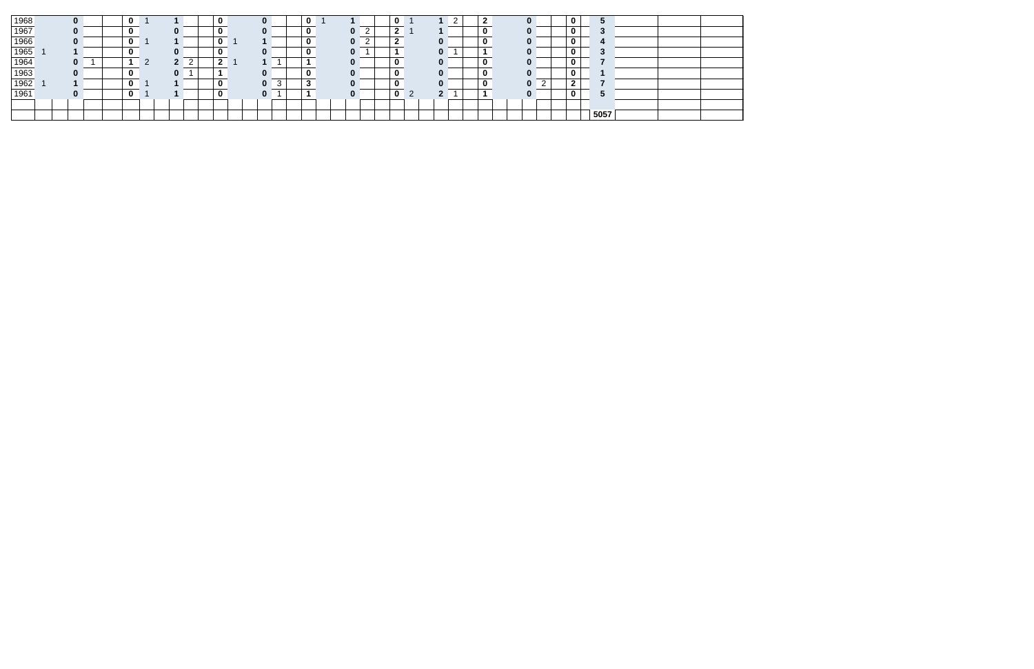| | | | | | | | | | | | | | | | | | | | | | | | | | | | | | | | | | | | | | | | | | |
|---|---|---|---|---|---|---|---|---|---|---|---|---|---|---|---|---|---|---|---|---|---|---|---|---|---|---|---|---|---|---|---|---|---|---|---|---|---|---|---|---|---|
| 1968 | | | **0** | | | **0** | 1 | | **1** | | | **0** | | | **0** | | | **0** | 1 | | **1** | | | **0** | 1 | | **1** | 2 | | **2** | | | **0** | | | **0** | | **5** | | | |
| 1967 | | | **0** | | | **0** | | | **0** | | | **0** | | | **0** | | | **0** | | | **0** | 2 | | **2** | 1 | | **1** | | | **0** | | | **0** | | | **0** | | **3** | | | |
| 1966 | | | **0** | | | **0** | 1 | | **1** | | | **0** | 1 | | **1** | | | **0** | | | **0** | 2 | | **2** | | | **0** | | | **0** | | | **0** | | | **0** | | **4** | | | |
| 1965 | 1 | | **1** | | | **0** | | | **0** | | | **0** | | | **0** | | | **0** | | | **0** | 1 | | **1** | | | **0** | 1 | | **1** | | | **0** | | | **0** | | **3** | | | |
| 1964 | | | **0** | 1 | | **1** | 2 | | **2** | 2 | | **2** | 1 | | **1** | 1 | | **1** | | | **0** | | | **0** | | | **0** | | | **0** | | | **0** | | | **0** | | **7** | | | |
| 1963 | | | **0** | | | **0** | | | **0** | 1 | | **1** | | | **0** | | | **0** | | | **0** | | | **0** | | | **0** | | | **0** | | | **0** | | | **0** | | **1** | | | |
| 1962 | 1 | | **1** | | | **0** | 1 | | **1** | | | **0** | | | **0** | 3 | | **3** | | | **0** | | | **0** | | | **0** | | | **0** | | | **0** | 2 | | **2** | | **7** | | | |
| 1961 | | | **0** | | | **0** | 1 | | **1** | | | **0** | | | **0** | 1 | | **1** | | | **0** | | | **0** | 2 | | **2** | 1 | | **1** | | | **0** | | | **0** | | **5** | | | |
| | | | | | | | | | | | | | | | | | | | | | | | | | | | | | | | | | | | | | | | | | |
| | | | | | | | | | | | | | | | | | | | | | | | | | | | | | | | | | | | | | | **5057** | | | |